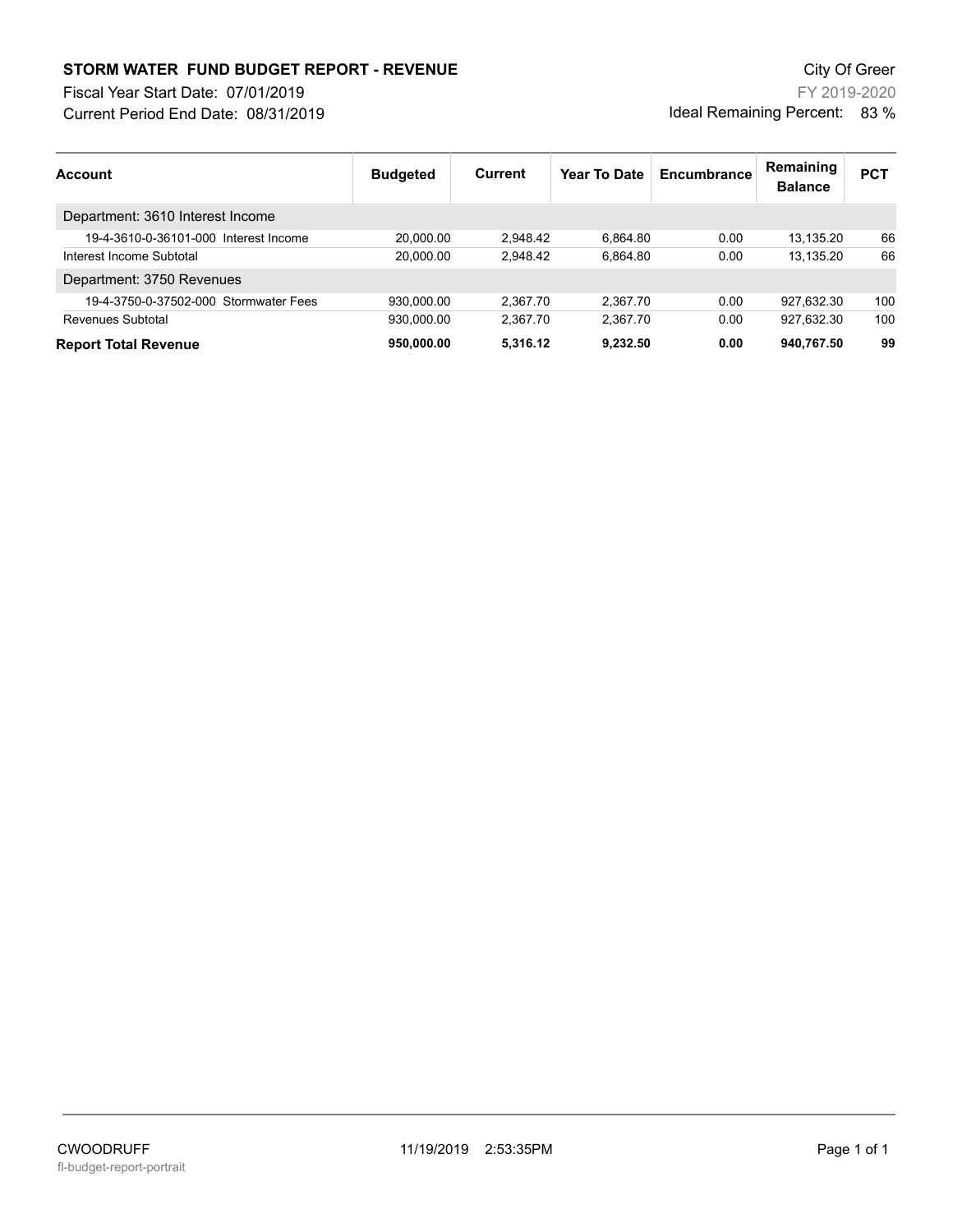# STORM WATER FUND BUDGET REPORT - REVENUE

City Of Greer

Fiscal Year Start Date: 07/01/2019

FY 2019-2020

Current Period End Date: 08/31/2019

Ideal Remaining Percent: 83 %

| Account | Budgeted | Current | Year To Date | Encumbrance | Remaining Balance | PCT |
|---|---|---|---|---|---|---|
| Department: 3610 Interest Income | | | | | | |
| 19-4-3610-0-36101-000 Interest Income | 20,000.00 | 2,948.42 | 6,864.80 | 0.00 | 13,135.20 | 66 |
| Interest Income Subtotal | 20,000.00 | 2,948.42 | 6,864.80 | 0.00 | 13,135.20 | 66 |
| Department: 3750 Revenues | | | | | | |
| 19-4-3750-0-37502-000 Stormwater Fees | 930,000.00 | 2,367.70 | 2,367.70 | 0.00 | 927,632.30 | 100 |
| Revenues Subtotal | 930,000.00 | 2,367.70 | 2,367.70 | 0.00 | 927,632.30 | 100 |
| **Report Total Revenue** | **950,000.00** | **5,316.12** | **9,232.50** | **0.00** | **940,767.50** | **99** |

CWOODRUFF 11/19/2019 2:53:35PM

fl-budget-report-portrait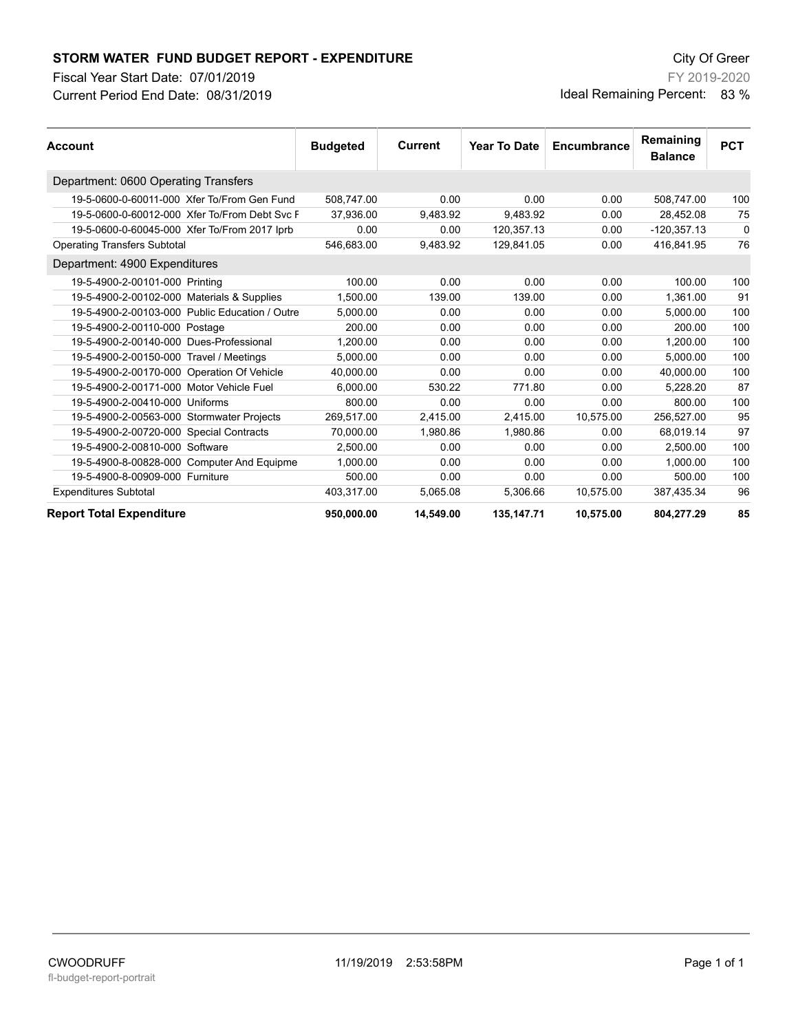**STORM WATER FUND BUDGET REPORT - EXPENDITURE**

Fiscal Year Start Date: 07/01/2019

Current Period End Date: 08/31/2019

City Of Greer

FY 2019-2020

Ideal Remaining Percent: 83 %

| Account | Budgeted | Current | Year To Date | Encumbrance | Remaining Balance | PCT |
|---|---|---|---|---|---|---|
| Department: 0600 Operating Transfers | | | | | | |
| 19-5-0600-0-60011-000 Xfer To/From Gen Fund | 508,747.00 | 0.00 | 0.00 | 0.00 | 508,747.00 | 100 |
| 19-5-0600-0-60012-000 Xfer To/From Debt Svc F | 37,936.00 | 9,483.92 | 9,483.92 | 0.00 | 28,452.08 | 75 |
| 19-5-0600-0-60045-000 Xfer To/From 2017 Iprb | 0.00 | 0.00 | 120,357.13 | 0.00 | -120,357.13 | 0 |
| Operating Transfers Subtotal | 546,683.00 | 9,483.92 | 129,841.05 | 0.00 | 416,841.95 | 76 |
| Department: 4900 Expenditures | | | | | | |
| 19-5-4900-2-00101-000 Printing | 100.00 | 0.00 | 0.00 | 0.00 | 100.00 | 100 |
| 19-5-4900-2-00102-000 Materials & Supplies | 1,500.00 | 139.00 | 139.00 | 0.00 | 1,361.00 | 91 |
| 19-5-4900-2-00103-000 Public Education / Outre | 5,000.00 | 0.00 | 0.00 | 0.00 | 5,000.00 | 100 |
| 19-5-4900-2-00110-000 Postage | 200.00 | 0.00 | 0.00 | 0.00 | 200.00 | 100 |
| 19-5-4900-2-00140-000 Dues-Professional | 1,200.00 | 0.00 | 0.00 | 0.00 | 1,200.00 | 100 |
| 19-5-4900-2-00150-000 Travel / Meetings | 5,000.00 | 0.00 | 0.00 | 0.00 | 5,000.00 | 100 |
| 19-5-4900-2-00170-000 Operation Of Vehicle | 40,000.00 | 0.00 | 0.00 | 0.00 | 40,000.00 | 100 |
| 19-5-4900-2-00171-000 Motor Vehicle Fuel | 6,000.00 | 530.22 | 771.80 | 0.00 | 5,228.20 | 87 |
| 19-5-4900-2-00410-000 Uniforms | 800.00 | 0.00 | 0.00 | 0.00 | 800.00 | 100 |
| 19-5-4900-2-00563-000 Stormwater Projects | 269,517.00 | 2,415.00 | 2,415.00 | 10,575.00 | 256,527.00 | 95 |
| 19-5-4900-2-00720-000 Special Contracts | 70,000.00 | 1,980.86 | 1,980.86 | 0.00 | 68,019.14 | 97 |
| 19-5-4900-2-00810-000 Software | 2,500.00 | 0.00 | 0.00 | 0.00 | 2,500.00 | 100 |
| 19-5-4900-8-00828-000 Computer And Equipme | 1,000.00 | 0.00 | 0.00 | 0.00 | 1,000.00 | 100 |
| 19-5-4900-8-00909-000 Furniture | 500.00 | 0.00 | 0.00 | 0.00 | 500.00 | 100 |
| Expenditures Subtotal | 403,317.00 | 5,065.08 | 5,306.66 | 10,575.00 | 387,435.34 | 96 |
| **Report Total Expenditure** | **950,000.00** | **14,549.00** | **135,147.71** | **10,575.00** | **804,277.29** | **85** |